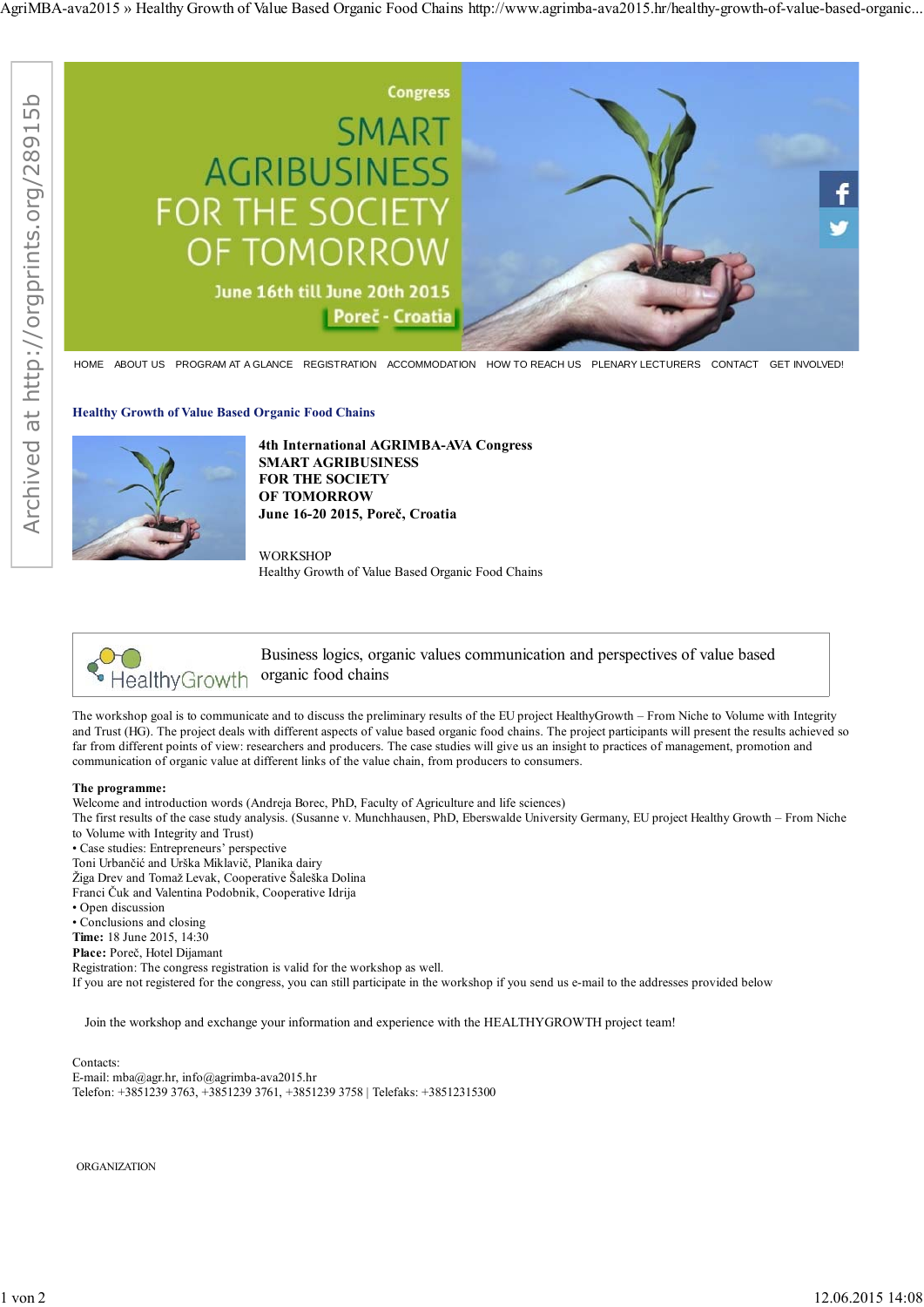HOME ABOUT US PROGRAM AT A GLANCE REGISTRATION ACCOMMODATION HOW TO REACH US PLENARY LECTURERS CONTACT GET INVOLVED!

## Healthy Growth of Value Based Organic Food Chains

**4th International AGRIMBA-AVA Congress**
**SMART AGRIBUSINESS**
**FOR THE SOCIETY**
**OF TOMORROW**
**June 16-20 2015, Poreč, Croatia**

WORKSHOP
Healthy Growth of Value Based Organic Food Chains

HealthyGrowth

Business logics, organic values communication and perspectives of value based organic food chains

The workshop goal is to communicate and to discuss the preliminary results of the EU project HealthyGrowth – From Niche to Volume with Integrity and Trust (HG). The project deals with different aspects of value based organic food chains. The project participants will present the results achieved so far from different points of view: researchers and producers. The case studies will give us an insight to practices of management, promotion and communication of organic value at different links of the value chain, from producers to consumers.

**The programme:**
Welcome and introduction words (Andreja Borec, PhD, Faculty of Agriculture and life sciences)
The first results of the case study analysis. (Susanne v. Munchhausen, PhD, Eberswalde University Germany, EU project Healthy Growth – From Niche to Volume with Integrity and Trust)

- Case studies: Entrepreneurs' perspective

Toni Urbančić and Urška Miklavič, Planika dairy
Žiga Drev and Tomaž Levak, Cooperative Šaleška Dolina
Franci Čuk and Valentina Podobnik, Cooperative Idrija

- Open discussion
- Conclusions and closing

**Time:** 18 June 2015, 14:30
**Place:** Poreč, Hotel Dijamant
Registration: The congress registration is valid for the workshop as well.
If you are not registered for the congress, you can still participate in the workshop if you send us e-mail to the addresses provided below

Join the workshop and exchange your information and experience with the HEALTHYGROWTH project team!

Contacts:
E-mail: mba@agr.hr, info@agrimba-ava2015.hr
Telefon: +3851239 3763, +3851239 3761, +3851239 3758 | Telefaks: +38512315300

ORGANIZATION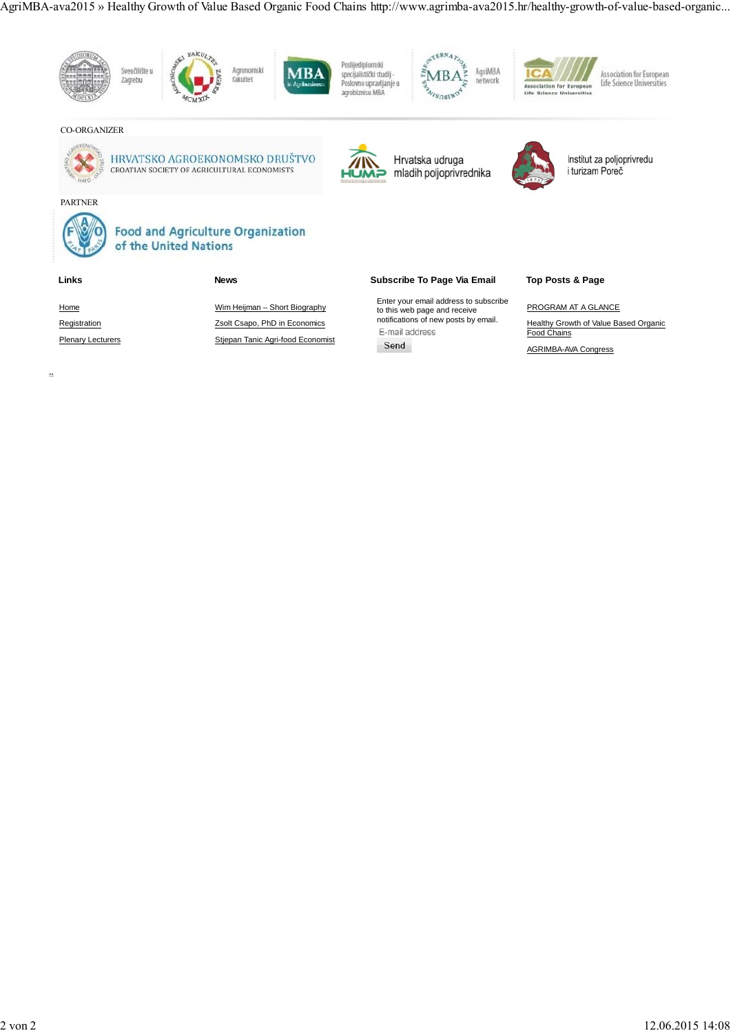Sveučilište u Zagrebu

Agronomski fakultet

MBA in Agribusiness

Poslijediplomski specijalistički studij - Poslovno upravljanje u agrobiznisu MBA

AgriMBA network

ICA Association for European Life Science Universities

Association for European Life Science Universities

CO-ORGANIZER

HRVATSKO AGROEKONOMSKO DRUŠTVO
CROATIAN SOCIETY OF AGRICULTURAL ECONOMISTS

Hrvatska udruga mladih poljoprivrednika

Institut za poljoprivredu i turizam Poreč

PARTNER

Food and Agriculture Organization of the United Nations

### Links

- Home
- Registration
- Plenary Lecturers

### News

- Wim Heijman – Short Biography
- Zsolt Csapo, PhD in Economics
- Stjepan Tanic Agri-food Economist

### Subscribe To Page Via Email

Enter your email address to subscribe to this web page and receive notifications of new posts by email.

E-mail address

Send

### Top Posts & Page

- PROGRAM AT A GLANCE
- Healthy Growth of Value Based Organic Food Chains
- AGRIMBA-AVA Congress